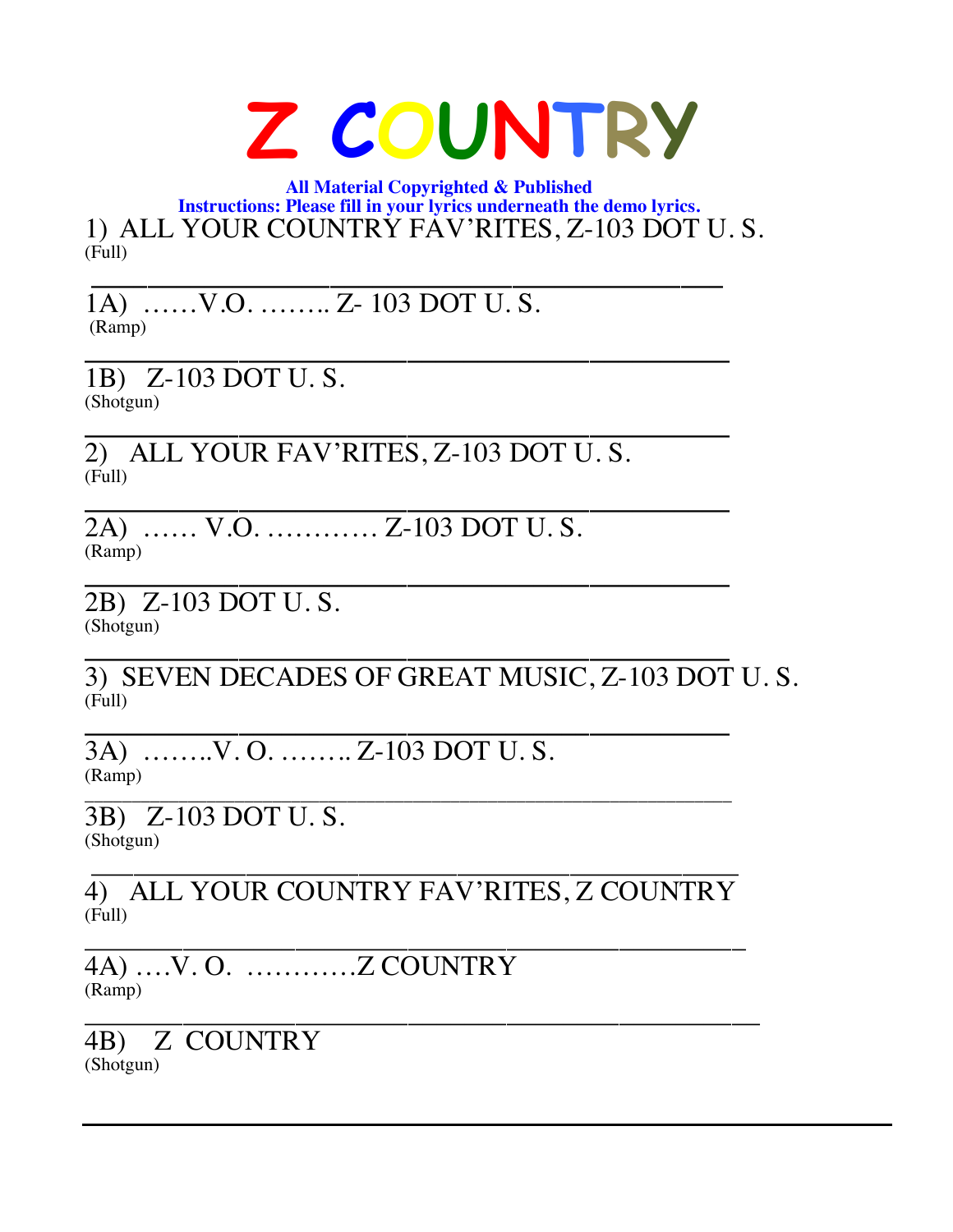# Z COUNTRY

**All Material Copyrighted & Published**
**Instructions: Please fill in your lyrics underneath the demo lyrics.**

1) ALL YOUR COUNTRY FAV'RITES, Z-103 DOT U. S.
(Full)

___________________________________________

1A) ……V.O. …….. Z- 103 DOT U. S.
(Ramp)

___________________________________________

1B) Z-103 DOT U. S.
(Shotgun)

___________________________________________

2) ALL YOUR FAV'RITES, Z-103 DOT U. S.
(Full)

___________________________________________

2A) …… V.O. ………… Z-103 DOT U. S.
(Ramp)

___________________________________________

2B) Z-103 DOT U. S.
(Shotgun)

___________________________________________

3) SEVEN DECADES OF GREAT MUSIC, Z-103 DOT U. S.
(Full)

___________________________________________

3A) ……..V. O. …….. Z-103 DOT U. S.
(Ramp)

___________________________________________

3B) Z-103 DOT U. S.
(Shotgun)

___________________________________________

4) ALL YOUR COUNTRY FAV'RITES, Z COUNTRY
(Full)

___________________________________________

4A) ….V. O. …………Z COUNTRY
(Ramp)

___________________________________________

4B) Z COUNTRY
(Shotgun)

___________________________________________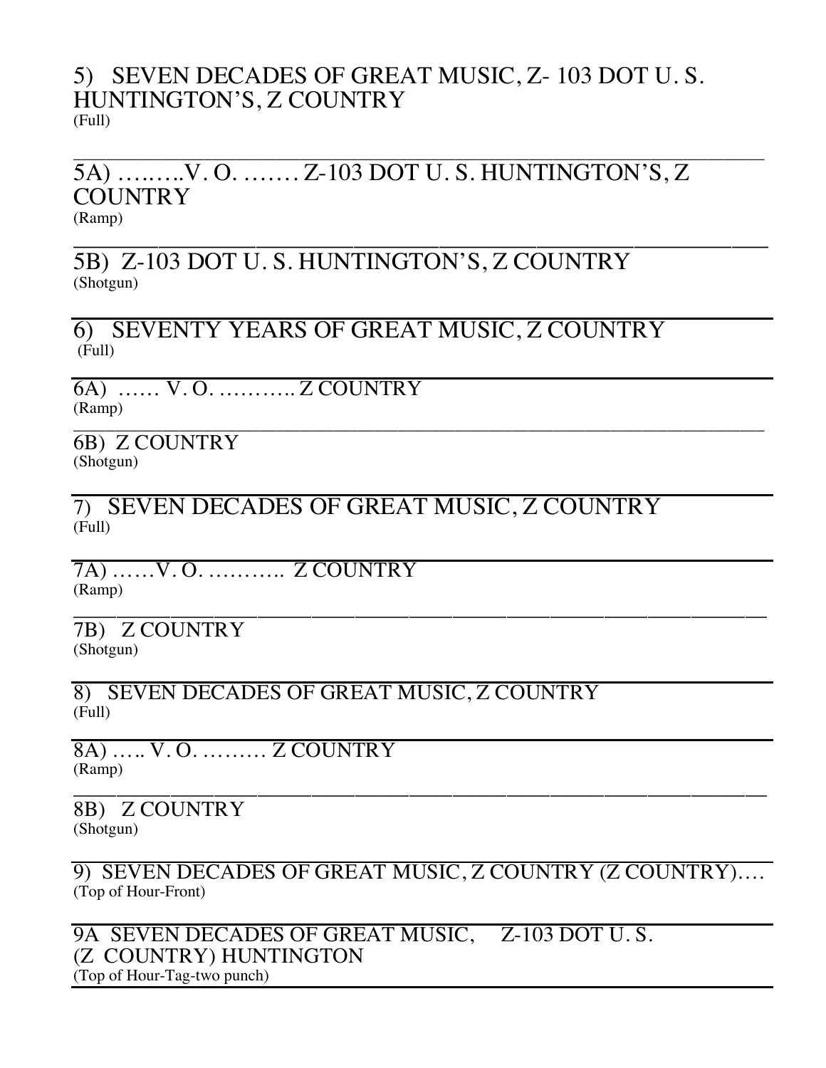5) SEVEN DECADES OF GREAT MUSIC, Z- 103 DOT U. S. HUNTINGTON'S, Z COUNTRY
(Full)

---

5A) ……..V. O. ……. Z-103 DOT U. S. HUNTINGTON'S, Z COUNTRY
(Ramp)

---

5B) Z-103 DOT U. S. HUNTINGTON'S, Z COUNTRY
(Shotgun)

---

6) SEVENTY YEARS OF GREAT MUSIC, Z COUNTRY
(Full)

---

6A) …… V. O. ……….. Z COUNTRY
(Ramp)

---

6B) Z COUNTRY
(Shotgun)

---

7) SEVEN DECADES OF GREAT MUSIC, Z COUNTRY
(Full)

---

7A) ……V. O. ……….. Z COUNTRY
(Ramp)

---

7B) Z COUNTRY
(Shotgun)

---

8) SEVEN DECADES OF GREAT MUSIC, Z COUNTRY
(Full)

---

8A) ….. V. O. ……… Z COUNTRY
(Ramp)

---

8B) Z COUNTRY
(Shotgun)

---

9) SEVEN DECADES OF GREAT MUSIC, Z COUNTRY (Z COUNTRY)….
(Top of Hour-Front)

---

9A SEVEN DECADES OF GREAT MUSIC, Z-103 DOT U. S. (Z COUNTRY) HUNTINGTON
(Top of Hour-Tag-two punch)

---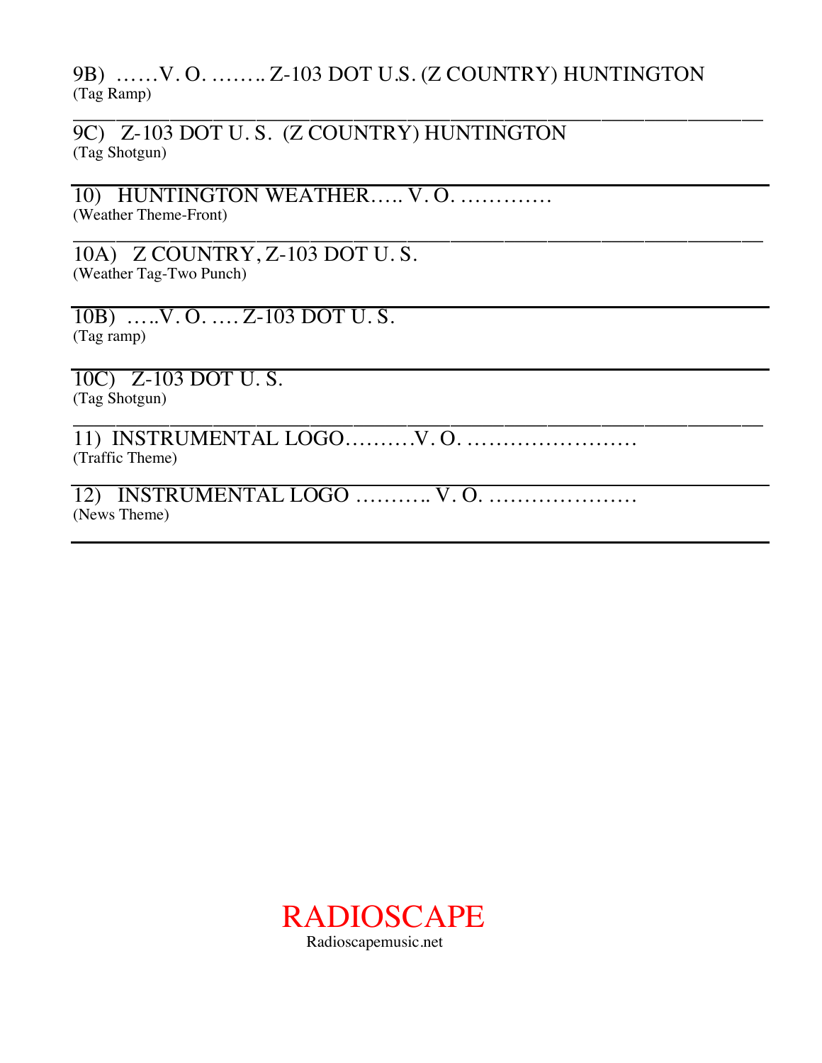9B) ……V. O. …….. Z-103 DOT U.S. (Z COUNTRY) HUNTINGTON
(Tag Ramp)

---

9C) Z-103 DOT U. S. (Z COUNTRY) HUNTINGTON
(Tag Shotgun)

---

10) HUNTINGTON WEATHER….. V. O. ………….
(Weather Theme-Front)

---

10A) Z COUNTRY, Z-103 DOT U. S.
(Weather Tag-Two Punch)

---

10B) …..V. O. …. Z-103 DOT U. S.
(Tag ramp)

---

10C) Z-103 DOT U. S.
(Tag Shotgun)

---

11) INSTRUMENTAL LOGO……….V. O. ……………………
(Traffic Theme)

---

12) INSTRUMENTAL LOGO ……….. V. O. …………………
(News Theme)

---

RADIOSCAPE

Radioscapemusic.net